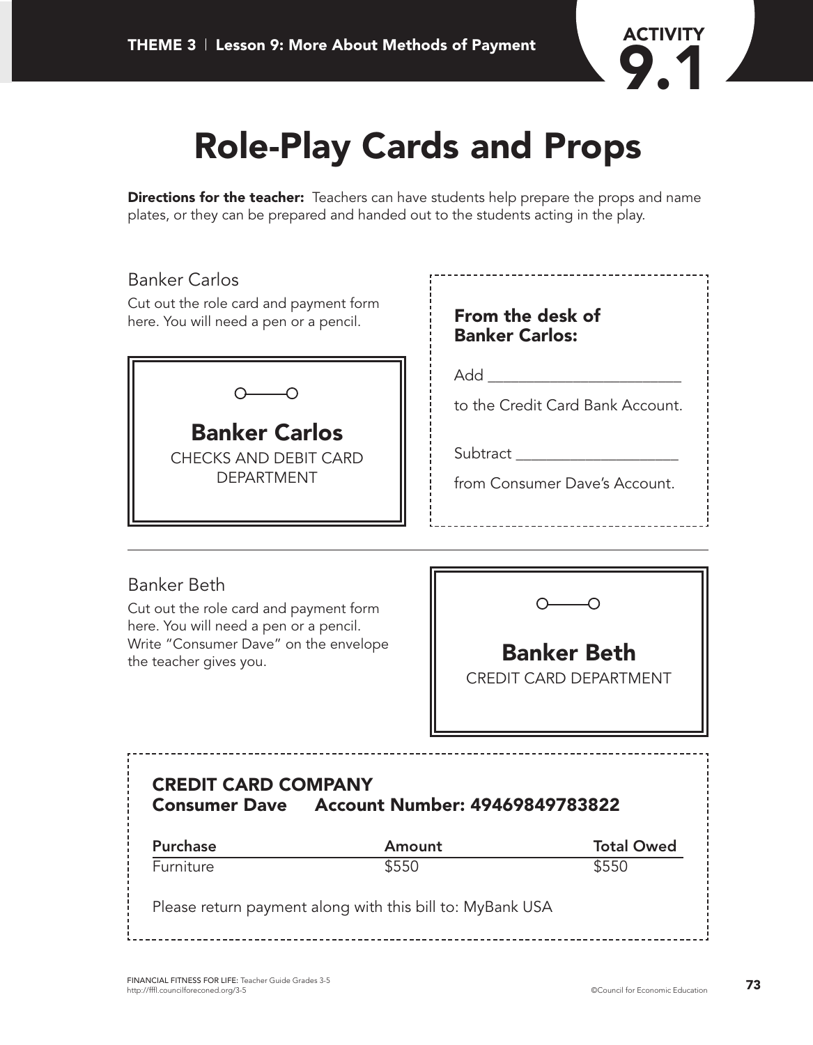THEME 3 | Lesson 9: More About Methods of Payment

ACTIVITY 9.1

# Role-Play Cards and Props

**Directions for the teacher:** Teachers can have students help prepare the props and name plates, or they can be prepared and handed out to the students acting in the play.

## Banker Carlos

Cut out the role card and payment form here. You will need a pen or a pencil.

**Banker Carlos**

CHECKS AND DEBIT CARD DEPARTMENT

**From the desk of Banker Carlos:**

Add ________________________

to the Credit Card Bank Account.

Subtract ____________________

from Consumer Dave's Account.

---

## Banker Beth

Cut out the role card and payment form here. You will need a pen or a pencil. Write "Consumer Dave" on the envelope the teacher gives you.

**Banker Beth**

CREDIT CARD DEPARTMENT

**CREDIT CARD COMPANY**
**Consumer Dave Account Number: 49469849783822**

| Purchase | Amount | Total Owed |
| --- | --- | --- |
| Furniture | $550 | $550 |

Please return payment along with this bill to: MyBank USA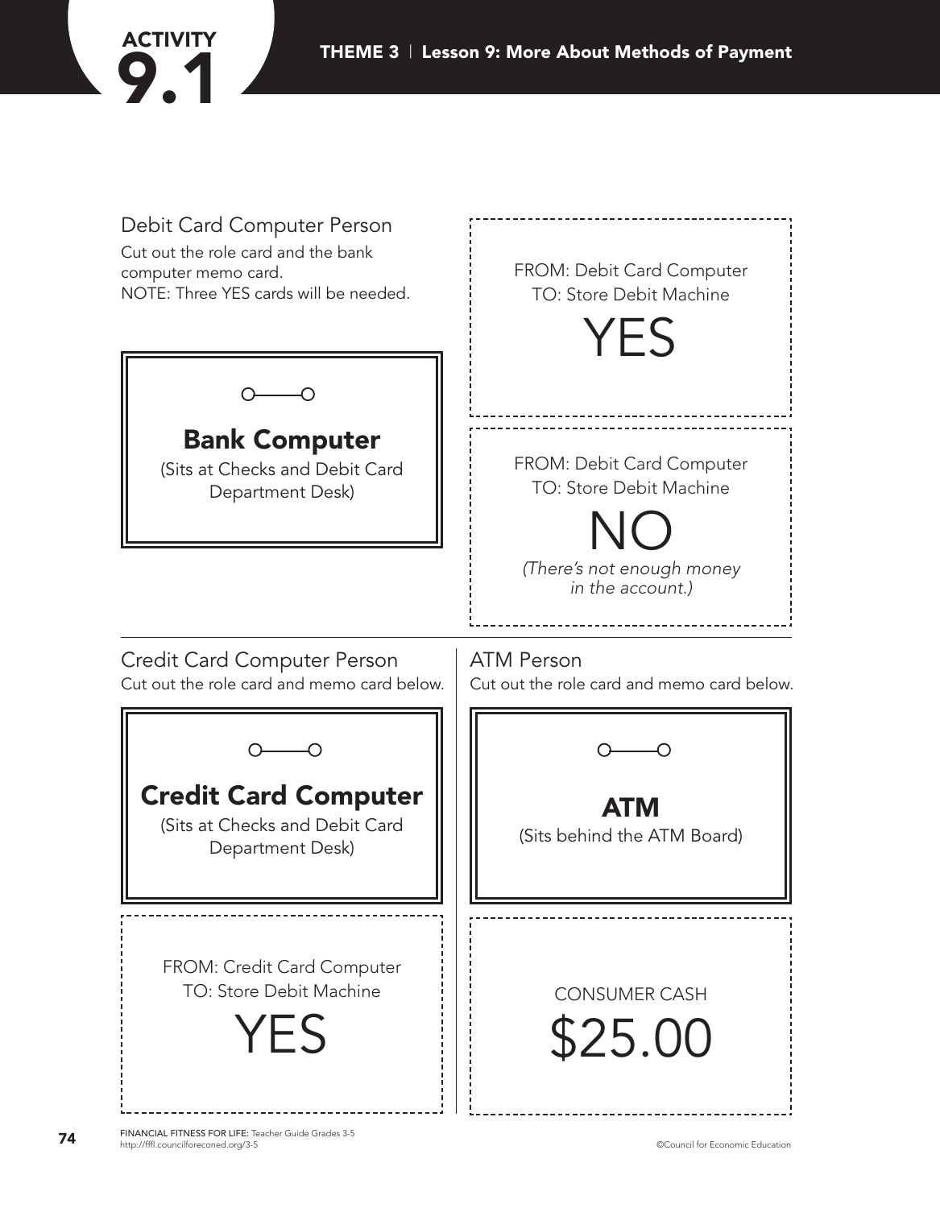## Debit Card Computer Person

Cut out the role card and the bank computer memo card.
NOTE: Three YES cards will be needed.

**Bank Computer**
(Sits at Checks and Debit Card Department Desk)

FROM: Debit Card Computer
TO: Store Debit Machine

YES

FROM: Debit Card Computer
TO: Store Debit Machine

NO

*(There's not enough money in the account.)*

## Credit Card Computer Person

Cut out the role card and memo card below.

**Credit Card Computer**
(Sits at Checks and Debit Card Department Desk)

FROM: Credit Card Computer
TO: Store Debit Machine

YES

## ATM Person

Cut out the role card and memo card below.

**ATM**
(Sits behind the ATM Board)

CONSUMER CASH

$25.00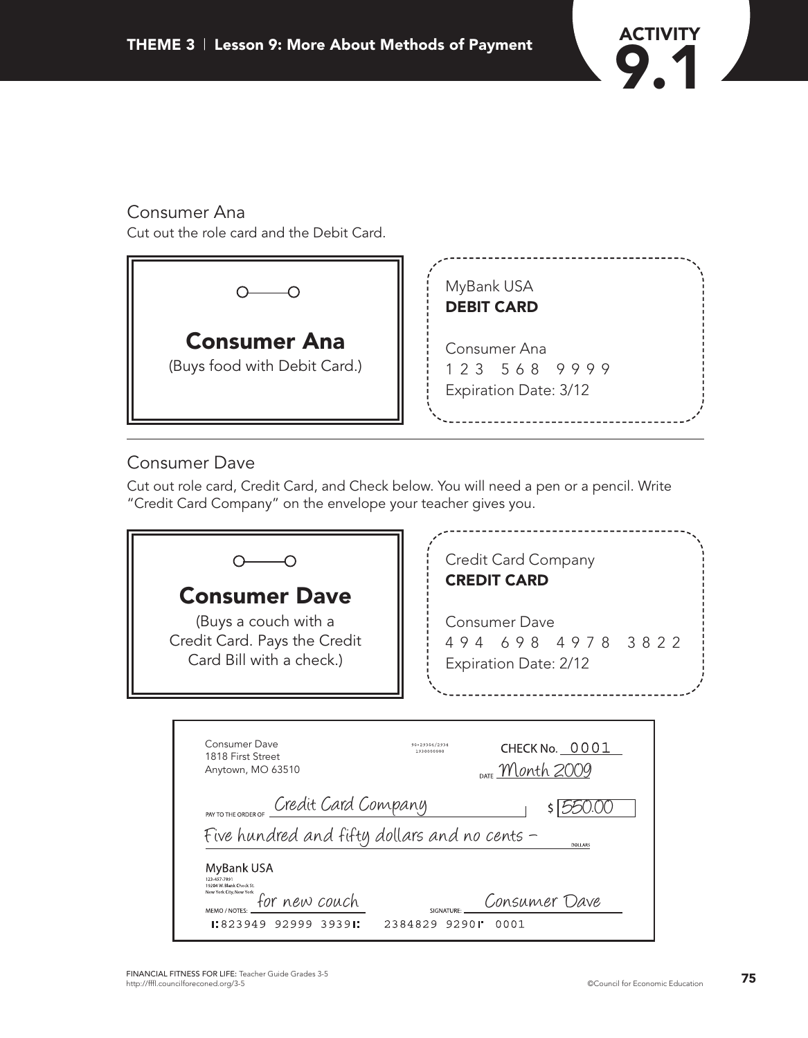**THEME 3 | Lesson 9: More About Methods of Payment**

# ACTIVITY 9.1

## Consumer Ana

Cut out the role card and the Debit Card.

**Consumer Ana**
(Buys food with Debit Card.)

MyBank USA
**DEBIT CARD**

Consumer Ana
1 2 3 5 6 8 9 9 9 9
Expiration Date: 3/12

---

## Consumer Dave

Cut out role card, Credit Card, and Check below. You will need a pen or a pencil. Write "Credit Card Company" on the envelope your teacher gives you.

**Consumer Dave**
(Buys a couch with a Credit Card. Pays the Credit Card Bill with a check.)

Credit Card Company
**CREDIT CARD**

Consumer Dave
4 9 4 6 9 8 4 9 7 8 3 8 2 2
Expiration Date: 2/12

Consumer Dave
1818 First Street
Anytown, MO 63510

96-29304/2934
1930000000

CHECK No. 0001

DATE Month 2009

PAY TO THE ORDER OF Credit Card Company $ 550.00

Five hundred and fifty dollars and no cents – DOLLARS

MyBank USA
123-457-7891
19204 W. Blank Check St.
New York City, New York

MEMO / NOTES: for new couch SIGNATURE: Consumer Dave

⑆823949 92999 3939⑆ 2384829 9290⑈ 0001

FINANCIAL FITNESS FOR LIFE: Teacher Guide Grades 3-5
http://fffl.councilforeconed.org/3-5

©Council for Economic Education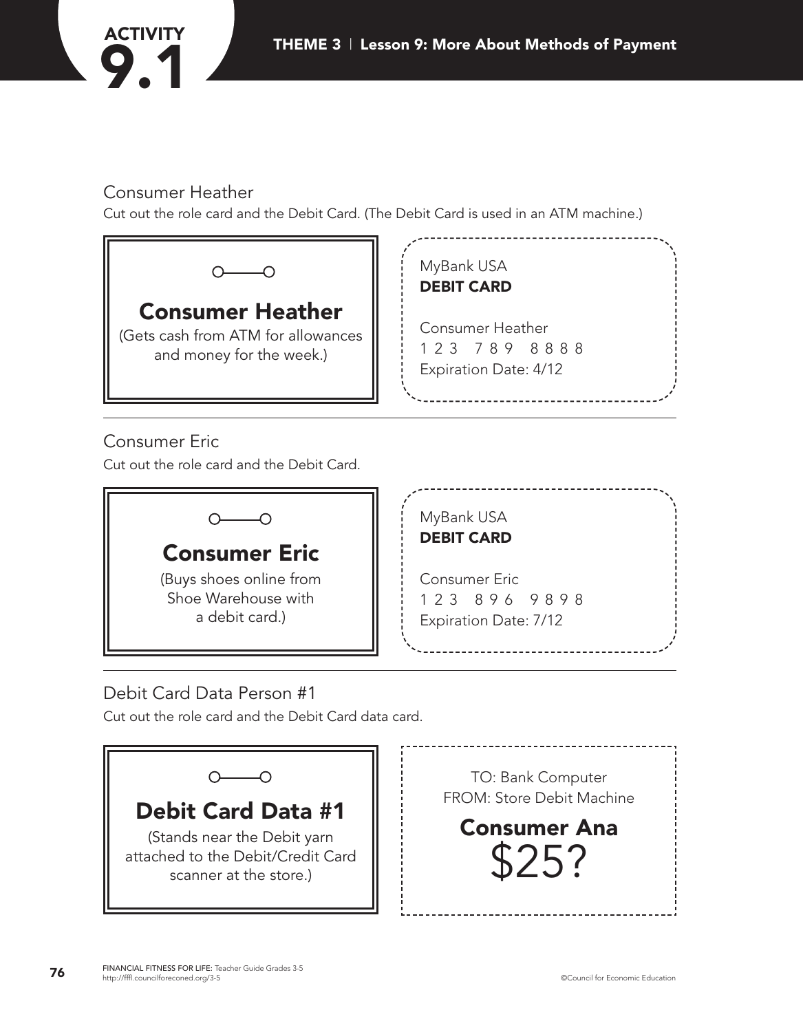# ACTIVITY 9.1

## THEME 3 | Lesson 9: More About Methods of Payment

Consumer Heather

Cut out the role card and the Debit Card. (The Debit Card is used in an ATM machine.)

### Consumer Heather

(Gets cash from ATM for allowances and money for the week.)

MyBank USA
**DEBIT CARD**

Consumer Heather
1 2 3 7 8 9 8 8 8 8
Expiration Date: 4/12

---

Consumer Eric

Cut out the role card and the Debit Card.

### Consumer Eric

(Buys shoes online from Shoe Warehouse with a debit card.)

MyBank USA
**DEBIT CARD**

Consumer Eric
1 2 3 8 9 6 9 8 9 8
Expiration Date: 7/12

---

Debit Card Data Person #1

Cut out the role card and the Debit Card data card.

### Debit Card Data #1

(Stands near the Debit yarn attached to the Debit/Credit Card scanner at the store.)

TO: Bank Computer
FROM: Store Debit Machine

**Consumer Ana**
$25?

FINANCIAL FITNESS FOR LIFE: Teacher Guide Grades 3-5
http://fffl.councilforeconed.org/3-5

©Council for Economic Education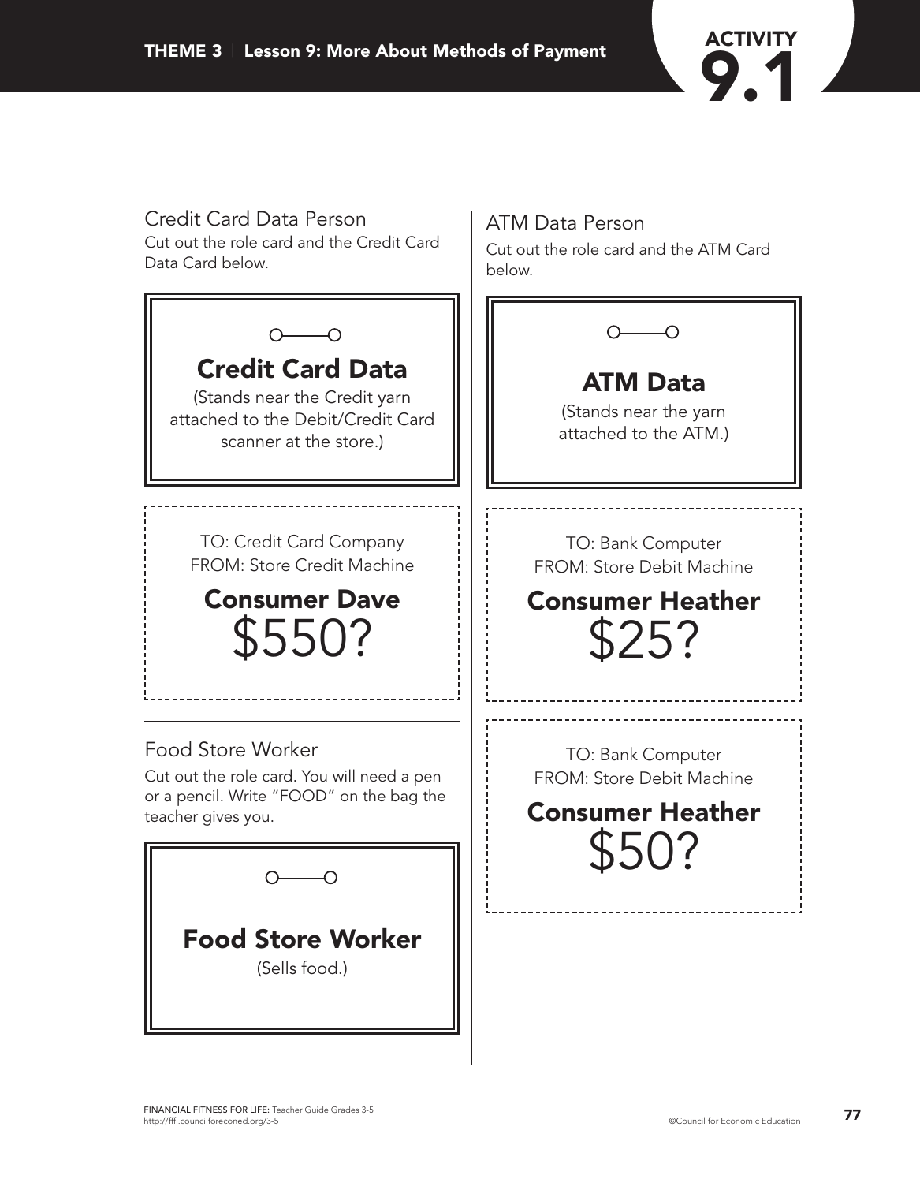# ACTIVITY 9.1

### Credit Card Data Person

Cut out the role card and the Credit Card Data Card below.

**Credit Card Data**

(Stands near the Credit yarn attached to the Debit/Credit Card scanner at the store.)

TO: Credit Card Company
FROM: Store Credit Machine

**Consumer Dave**

$550?

### Food Store Worker

Cut out the role card. You will need a pen or a pencil. Write "FOOD" on the bag the teacher gives you.

**Food Store Worker**

(Sells food.)

### ATM Data Person

Cut out the role card and the ATM Card below.

**ATM Data**

(Stands near the yarn attached to the ATM.)

TO: Bank Computer
FROM: Store Debit Machine

**Consumer Heather**

$25?

TO: Bank Computer
FROM: Store Debit Machine

**Consumer Heather**

$50?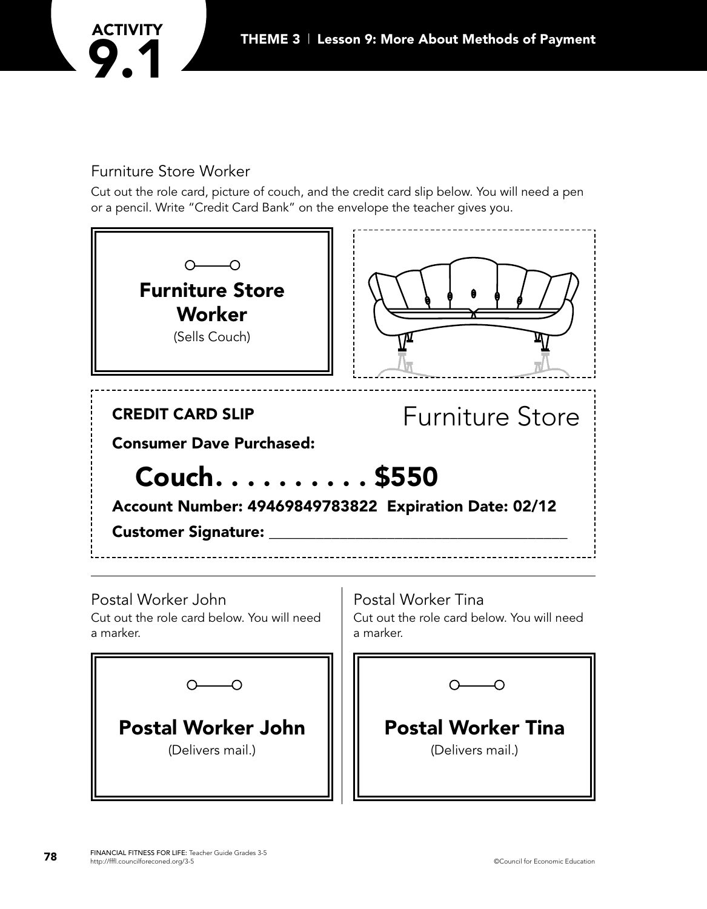# ACTIVITY 9.1

## THEME 3 | Lesson 9: More About Methods of Payment

Furniture Store Worker

Cut out the role card, picture of couch, and the credit card slip below. You will need a pen or a pencil. Write "Credit Card Bank" on the envelope the teacher gives you.

**Furniture Store Worker**

(Sells Couch)

**CREDIT CARD SLIP** Furniture Store

**Consumer Dave Purchased:**

**Couch. . . . . . . . . . $550**

**Account Number: 49469849783822 Expiration Date: 02/12**

**Customer Signature:** ________________________________________

Postal Worker John

Cut out the role card below. You will need a marker.

**Postal Worker John**

(Delivers mail.)

Postal Worker Tina

Cut out the role card below. You will need a marker.

**Postal Worker Tina**

(Delivers mail.)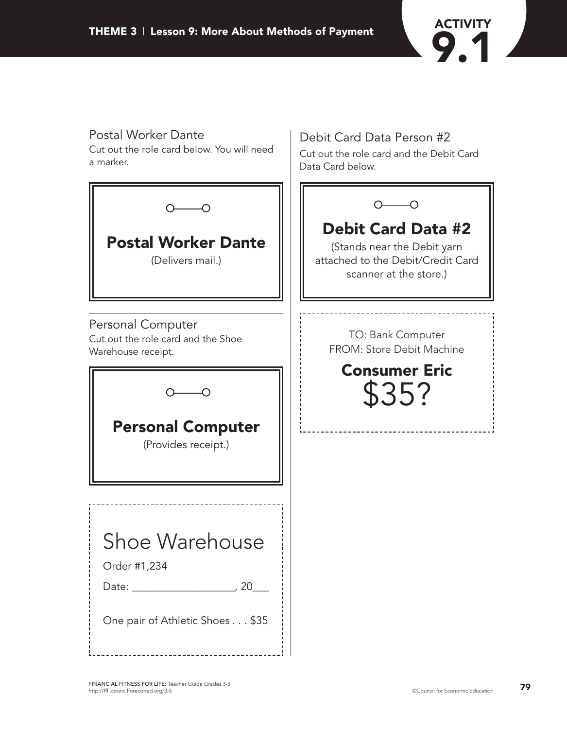ACTIVITY 9.1

Postal Worker Dante

Cut out the role card below. You will need a marker.

## Postal Worker Dante

(Delivers mail.)

---

Personal Computer

Cut out the role card and the Shoe Warehouse receipt.

## Personal Computer

(Provides receipt.)

Shoe Warehouse

Order #1,234

Date: ___________________, 20___

One pair of Athletic Shoes . . . $35

---

Debit Card Data Person #2

Cut out the role card and the Debit Card Data Card below.

## Debit Card Data #2

(Stands near the Debit yarn attached to the Debit/Credit Card scanner at the store.)

TO: Bank Computer
FROM: Store Debit Machine

**Consumer Eric**

$35?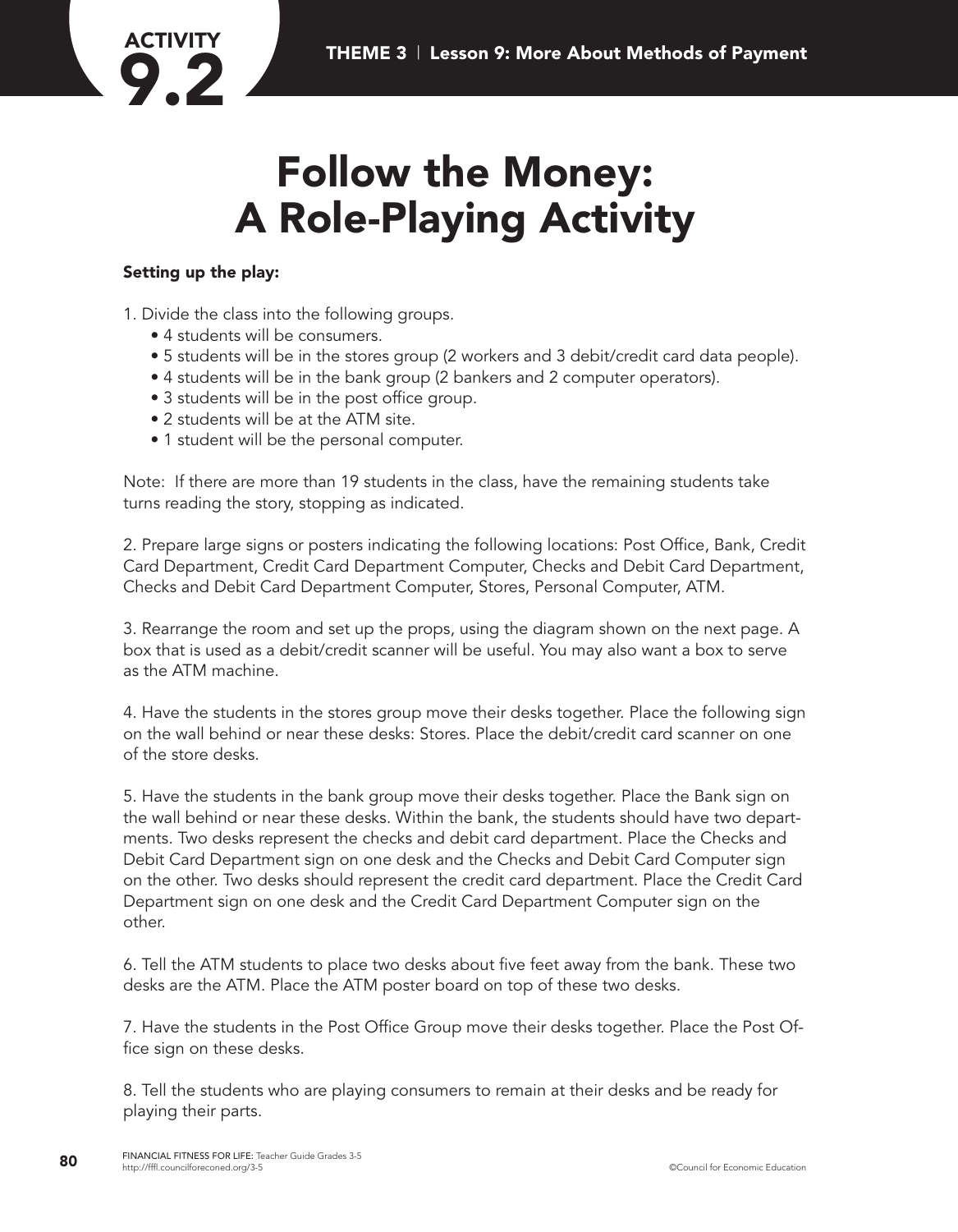# ACTIVITY 9.2

# Follow the Money: A Role-Playing Activity

**Setting up the play:**

1. Divide the class into the following groups.
   - 4 students will be consumers.
   - 5 students will be in the stores group (2 workers and 3 debit/credit card data people).
   - 4 students will be in the bank group (2 bankers and 2 computer operators).
   - 3 students will be in the post office group.
   - 2 students will be at the ATM site.
   - 1 student will be the personal computer.

Note: If there are more than 19 students in the class, have the remaining students take turns reading the story, stopping as indicated.

2. Prepare large signs or posters indicating the following locations: Post Office, Bank, Credit Card Department, Credit Card Department Computer, Checks and Debit Card Department, Checks and Debit Card Department Computer, Stores, Personal Computer, ATM.

3. Rearrange the room and set up the props, using the diagram shown on the next page. A box that is used as a debit/credit scanner will be useful. You may also want a box to serve as the ATM machine.

4. Have the students in the stores group move their desks together. Place the following sign on the wall behind or near these desks: Stores. Place the debit/credit card scanner on one of the store desks.

5. Have the students in the bank group move their desks together. Place the Bank sign on the wall behind or near these desks. Within the bank, the students should have two departments. Two desks represent the checks and debit card department. Place the Checks and Debit Card Department sign on one desk and the Checks and Debit Card Computer sign on the other. Two desks should represent the credit card department. Place the Credit Card Department sign on one desk and the Credit Card Department Computer sign on the other.

6. Tell the ATM students to place two desks about five feet away from the bank. These two desks are the ATM. Place the ATM poster board on top of these two desks.

7. Have the students in the Post Office Group move their desks together. Place the Post Office sign on these desks.

8. Tell the students who are playing consumers to remain at their desks and be ready for playing their parts.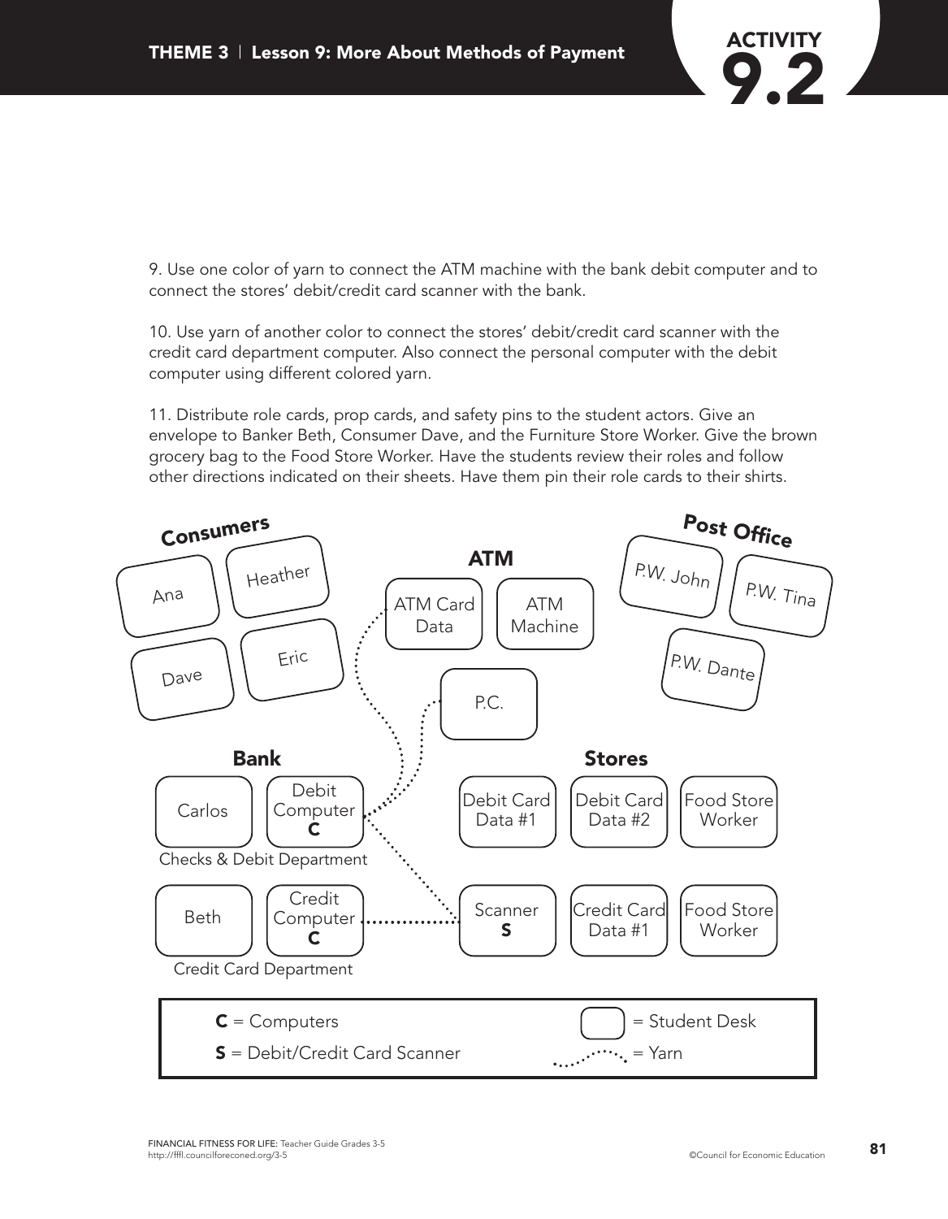9. Use one color of yarn to connect the ATM machine with the bank debit computer and to connect the stores' debit/credit card scanner with the bank.

10. Use yarn of another color to connect the stores' debit/credit card scanner with the credit card department computer. Also connect the personal computer with the debit computer using different colored yarn.

11. Distribute role cards, prop cards, and safety pins to the student actors. Give an envelope to Banker Beth, Consumer Dave, and the Furniture Store Worker. Give the brown grocery bag to the Food Store Worker. Have the students review their roles and follow other directions indicated on their sheets. Have them pin their role cards to their shirts.

**Consumers**

Ana, Heather, Dave, Eric

**ATM**

ATM Card Data, ATM Machine

P.C.

**Post Office**

P.W. John, P.W. Tina, P.W. Dante

**Bank**

Carlos, Debit Computer **C**

Checks & Debit Department

Beth, Credit Computer **C**

Credit Card Department

**Stores**

Debit Card Data #1, Debit Card Data #2, Food Store Worker

Scanner **S**, Credit Card Data #1, Food Store Worker

**C** = Computers

**S** = Debit/Credit Card Scanner

▢ = Student Desk

⋯ = Yarn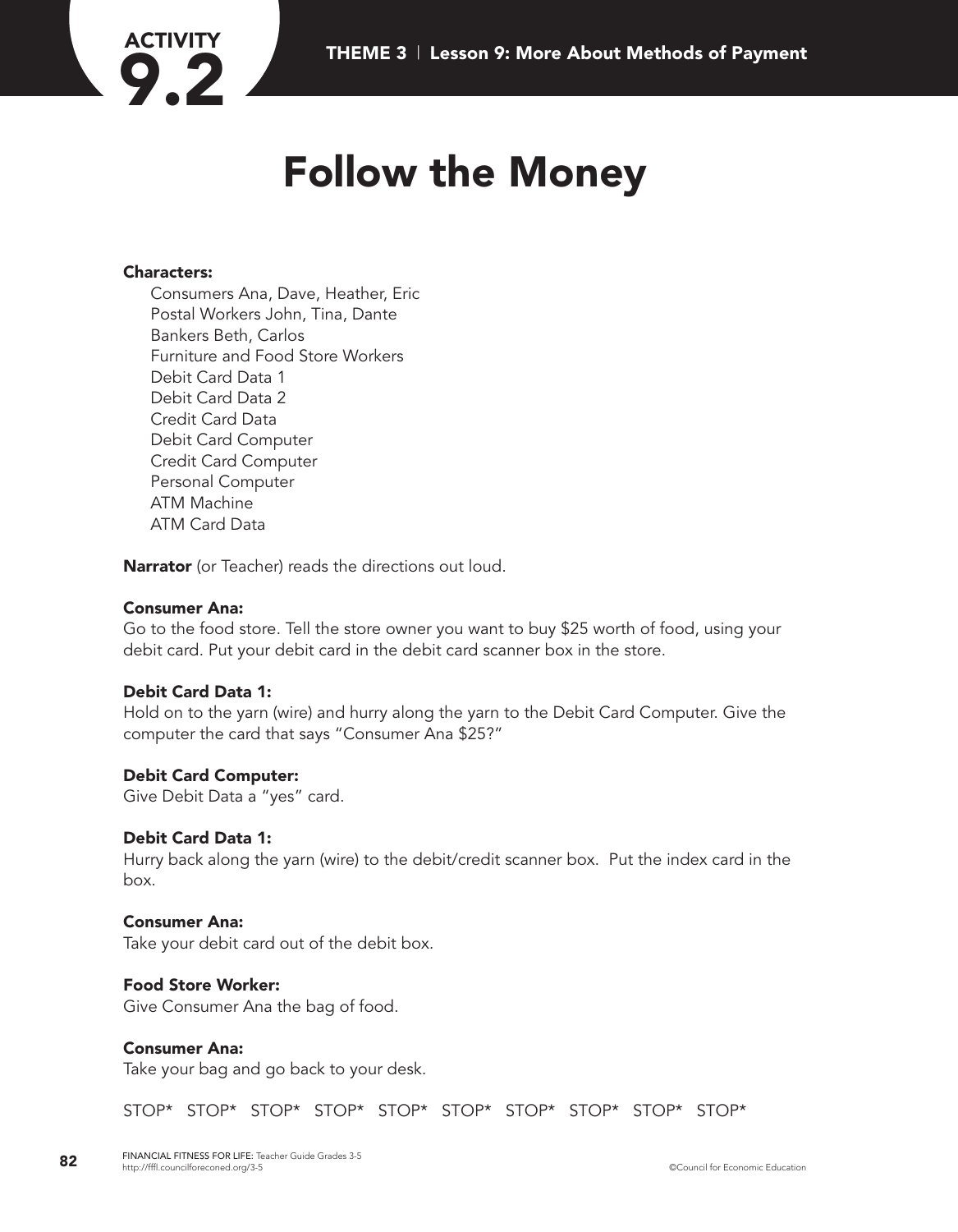ACTIVITY 9.2

# Follow the Money

**Characters:**

Consumers Ana, Dave, Heather, Eric
Postal Workers John, Tina, Dante
Bankers Beth, Carlos
Furniture and Food Store Workers
Debit Card Data 1
Debit Card Data 2
Credit Card Data
Debit Card Computer
Credit Card Computer
Personal Computer
ATM Machine
ATM Card Data

**Narrator** (or Teacher) reads the directions out loud.

**Consumer Ana:**
Go to the food store. Tell the store owner you want to buy $25 worth of food, using your debit card. Put your debit card in the debit card scanner box in the store.

**Debit Card Data 1:**
Hold on to the yarn (wire) and hurry along the yarn to the Debit Card Computer. Give the computer the card that says "Consumer Ana $25?"

**Debit Card Computer:**
Give Debit Data a "yes" card.

**Debit Card Data 1:**
Hurry back along the yarn (wire) to the debit/credit scanner box. Put the index card in the box.

**Consumer Ana:**
Take your debit card out of the debit box.

**Food Store Worker:**
Give Consumer Ana the bag of food.

**Consumer Ana:**
Take your bag and go back to your desk.

STOP* STOP* STOP* STOP* STOP* STOP* STOP* STOP* STOP* STOP*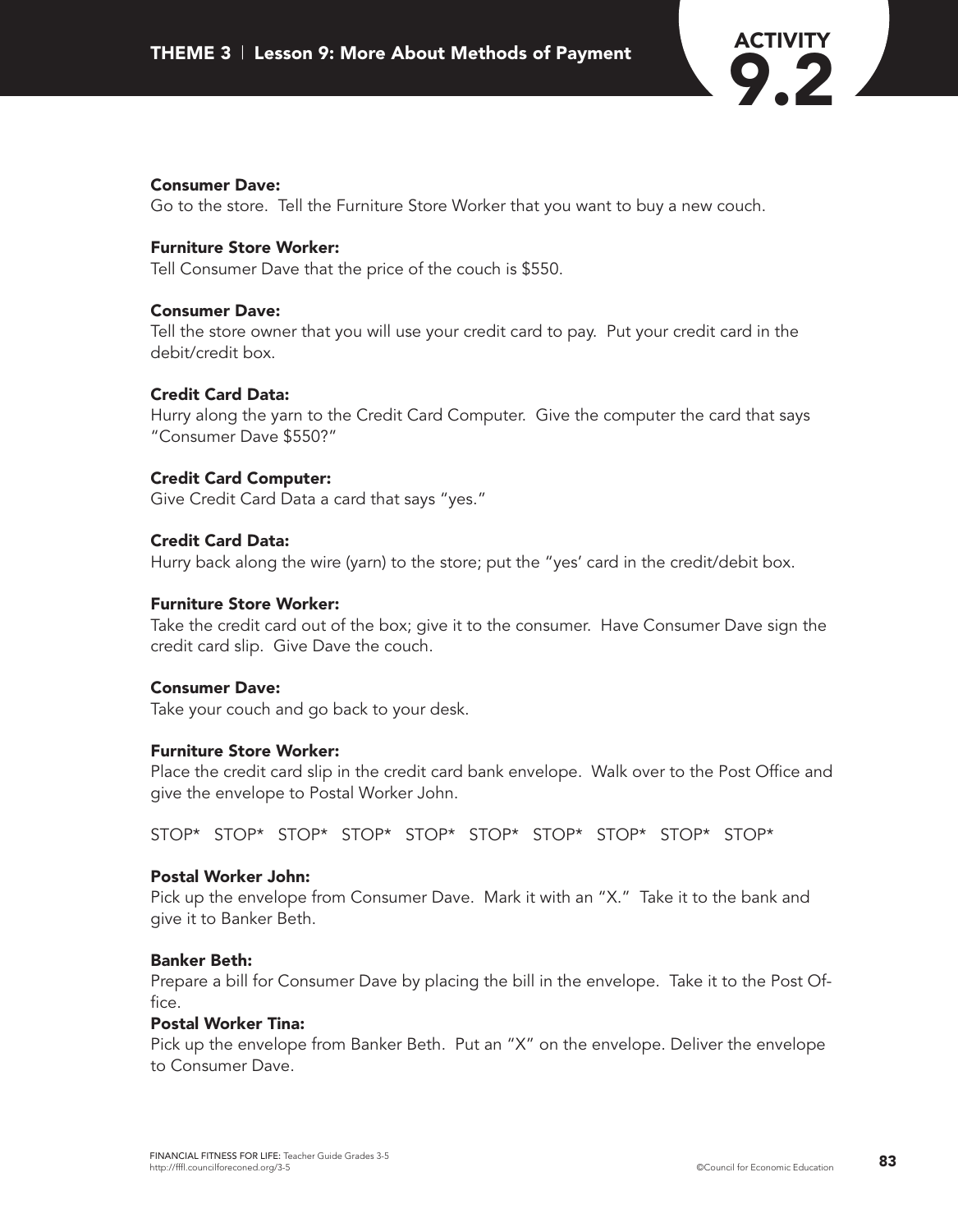**Consumer Dave:**
Go to the store. Tell the Furniture Store Worker that you want to buy a new couch.

**Furniture Store Worker:**
Tell Consumer Dave that the price of the couch is $550.

**Consumer Dave:**
Tell the store owner that you will use your credit card to pay. Put your credit card in the debit/credit box.

**Credit Card Data:**
Hurry along the yarn to the Credit Card Computer. Give the computer the card that says "Consumer Dave $550?"

**Credit Card Computer:**
Give Credit Card Data a card that says "yes."

**Credit Card Data:**
Hurry back along the wire (yarn) to the store; put the "yes' card in the credit/debit box.

**Furniture Store Worker:**
Take the credit card out of the box; give it to the consumer. Have Consumer Dave sign the credit card slip. Give Dave the couch.

**Consumer Dave:**
Take your couch and go back to your desk.

**Furniture Store Worker:**
Place the credit card slip in the credit card bank envelope. Walk over to the Post Office and give the envelope to Postal Worker John.

STOP* STOP* STOP* STOP* STOP* STOP* STOP* STOP* STOP* STOP*

**Postal Worker John:**
Pick up the envelope from Consumer Dave. Mark it with an "X." Take it to the bank and give it to Banker Beth.

**Banker Beth:**
Prepare a bill for Consumer Dave by placing the bill in the envelope. Take it to the Post Office.

**Postal Worker Tina:**
Pick up the envelope from Banker Beth. Put an "X" on the envelope. Deliver the envelope to Consumer Dave.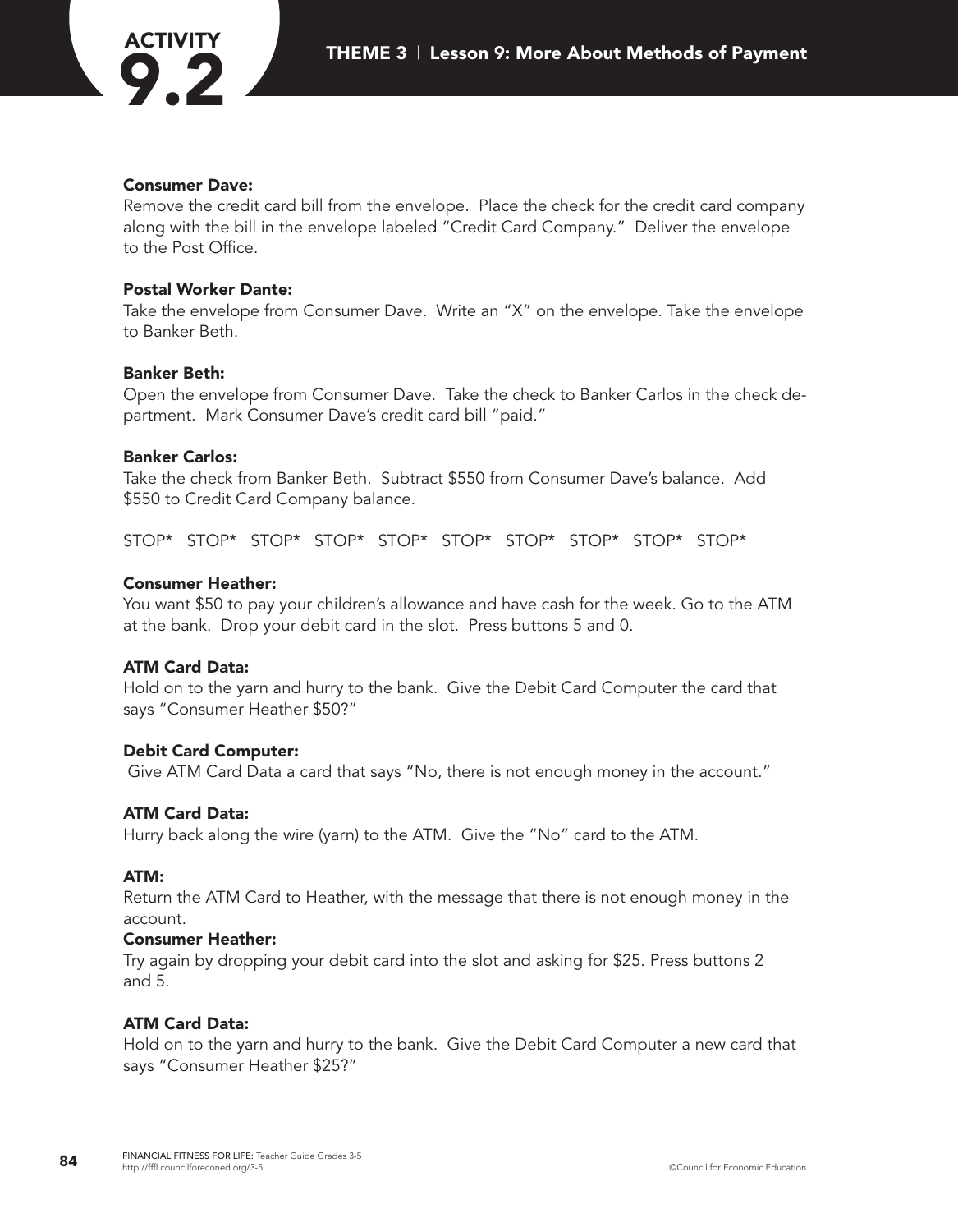**Consumer Dave:**
Remove the credit card bill from the envelope. Place the check for the credit card company along with the bill in the envelope labeled "Credit Card Company." Deliver the envelope to the Post Office.

**Postal Worker Dante:**
Take the envelope from Consumer Dave. Write an "X" on the envelope. Take the envelope to Banker Beth.

**Banker Beth:**
Open the envelope from Consumer Dave. Take the check to Banker Carlos in the check department. Mark Consumer Dave's credit card bill "paid."

**Banker Carlos:**
Take the check from Banker Beth. Subtract $550 from Consumer Dave's balance. Add $550 to Credit Card Company balance.

STOP* STOP* STOP* STOP* STOP* STOP* STOP* STOP* STOP* STOP*

**Consumer Heather:**
You want $50 to pay your children's allowance and have cash for the week. Go to the ATM at the bank. Drop your debit card in the slot. Press buttons 5 and 0.

**ATM Card Data:**
Hold on to the yarn and hurry to the bank. Give the Debit Card Computer the card that says "Consumer Heather $50?"

**Debit Card Computer:**
Give ATM Card Data a card that says "No, there is not enough money in the account."

**ATM Card Data:**
Hurry back along the wire (yarn) to the ATM. Give the "No" card to the ATM.

**ATM:**
Return the ATM Card to Heather, with the message that there is not enough money in the account.

**Consumer Heather:**
Try again by dropping your debit card into the slot and asking for $25. Press buttons 2 and 5.

**ATM Card Data:**
Hold on to the yarn and hurry to the bank. Give the Debit Card Computer a new card that says "Consumer Heather $25?"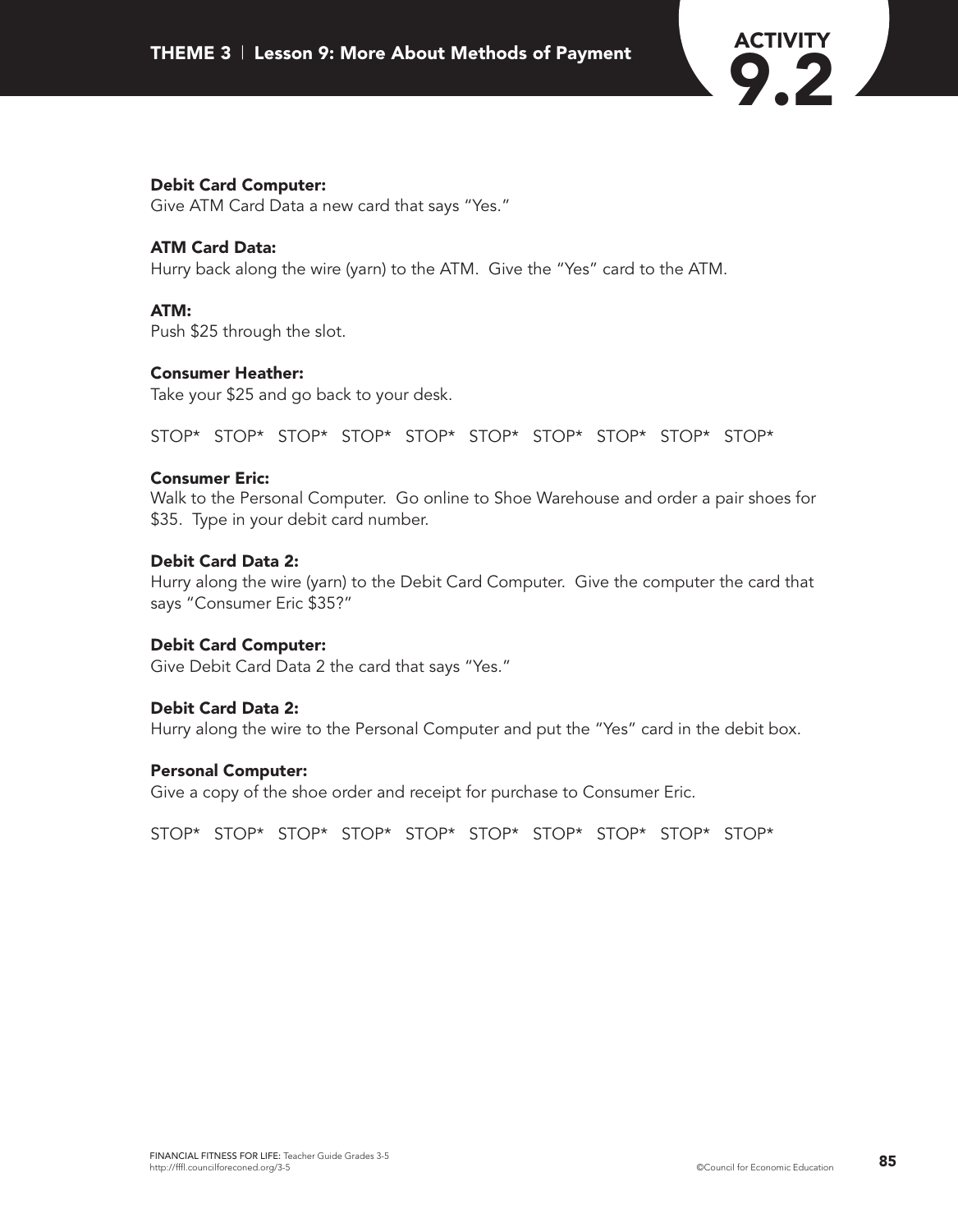**Debit Card Computer:**
Give ATM Card Data a new card that says "Yes."

**ATM Card Data:**
Hurry back along the wire (yarn) to the ATM. Give the "Yes" card to the ATM.

**ATM:**
Push $25 through the slot.

**Consumer Heather:**
Take your $25 and go back to your desk.

STOP* STOP* STOP* STOP* STOP* STOP* STOP* STOP* STOP* STOP*

**Consumer Eric:**
Walk to the Personal Computer. Go online to Shoe Warehouse and order a pair shoes for $35. Type in your debit card number.

**Debit Card Data 2:**
Hurry along the wire (yarn) to the Debit Card Computer. Give the computer the card that says "Consumer Eric $35?"

**Debit Card Computer:**
Give Debit Card Data 2 the card that says "Yes."

**Debit Card Data 2:**
Hurry along the wire to the Personal Computer and put the "Yes" card in the debit box.

**Personal Computer:**
Give a copy of the shoe order and receipt for purchase to Consumer Eric.

STOP* STOP* STOP* STOP* STOP* STOP* STOP* STOP* STOP* STOP*